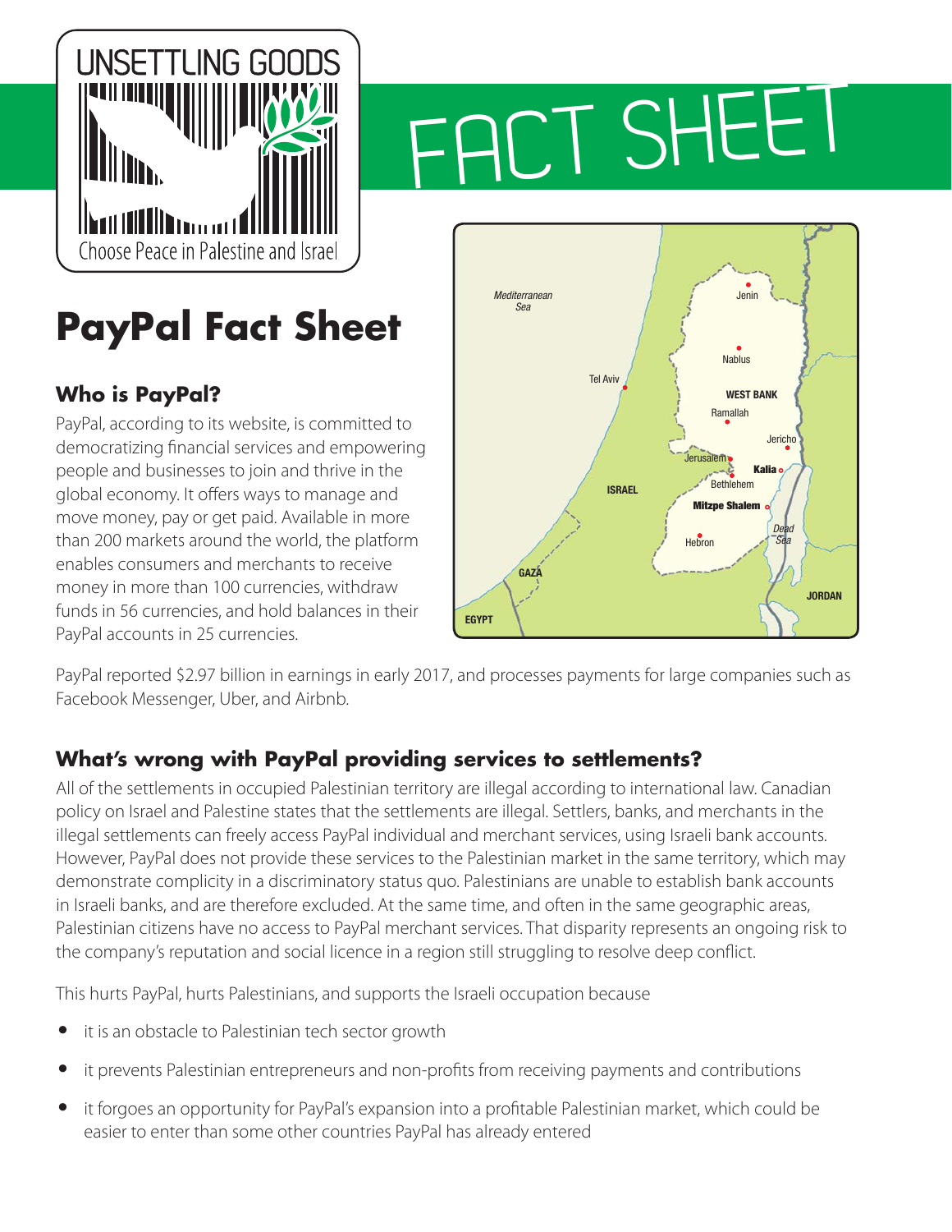UNSETTLING GOODS

Choose Peace in Palestine and Israel

FACT SHEET

# PayPal Fact Sheet

## Who is PayPal?

PayPal, according to its website, is committed to democratizing financial services and empowering people and businesses to join and thrive in the global economy. It offers ways to manage and move money, pay or get paid. Available in more than 200 markets around the world, the platform enables consumers and merchants to receive money in more than 100 currencies, withdraw funds in 56 currencies, and hold balances in their PayPal accounts in 25 currencies.

PayPal reported $2.97 billion in earnings in early 2017, and processes payments for large companies such as Facebook Messenger, Uber, and Airbnb.

## What's wrong with PayPal providing services to settlements?

All of the settlements in occupied Palestinian territory are illegal according to international law. Canadian policy on Israel and Palestine states that the settlements are illegal. Settlers, banks, and merchants in the illegal settlements can freely access PayPal individual and merchant services, using Israeli bank accounts. However, PayPal does not provide these services to the Palestinian market in the same territory, which may demonstrate complicity in a discriminatory status quo. Palestinians are unable to establish bank accounts in Israeli banks, and are therefore excluded. At the same time, and often in the same geographic areas, Palestinian citizens have no access to PayPal merchant services. That disparity represents an ongoing risk to the company's reputation and social licence in a region still struggling to resolve deep conflict.

This hurts PayPal, hurts Palestinians, and supports the Israeli occupation because

- it is an obstacle to Palestinian tech sector growth
- it prevents Palestinian entrepreneurs and non-profits from receiving payments and contributions
- it forgoes an opportunity for PayPal's expansion into a profitable Palestinian market, which could be easier to enter than some other countries PayPal has already entered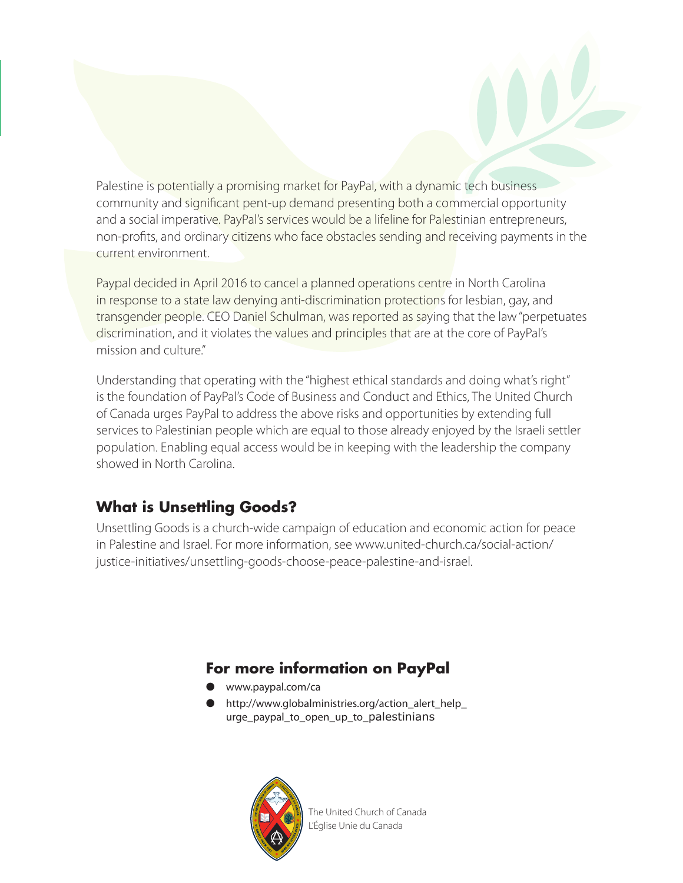Palestine is potentially a promising market for PayPal, with a dynamic tech business community and significant pent-up demand presenting both a commercial opportunity and a social imperative. PayPal's services would be a lifeline for Palestinian entrepreneurs, non-profits, and ordinary citizens who face obstacles sending and receiving payments in the current environment.

Paypal decided in April 2016 to cancel a planned operations centre in North Carolina in response to a state law denying anti-discrimination protections for lesbian, gay, and transgender people. CEO Daniel Schulman, was reported as saying that the law "perpetuates discrimination, and it violates the values and principles that are at the core of PayPal's mission and culture."

Understanding that operating with the "highest ethical standards and doing what's right" is the foundation of PayPal's Code of Business and Conduct and Ethics, The United Church of Canada urges PayPal to address the above risks and opportunities by extending full services to Palestinian people which are equal to those already enjoyed by the Israeli settler population. Enabling equal access would be in keeping with the leadership the company showed in North Carolina.

## What is Unsettling Goods?

Unsettling Goods is a church-wide campaign of education and economic action for peace in Palestine and Israel. For more information, see www.united-church.ca/social-action/justice-initiatives/unsettling-goods-choose-peace-palestine-and-israel.

## For more information on PayPal

- www.paypal.com/ca
- http://www.globalministries.org/action_alert_help_urge_paypal_to_open_up_to_palestinians

The United Church of Canada
L'Église Unie du Canada